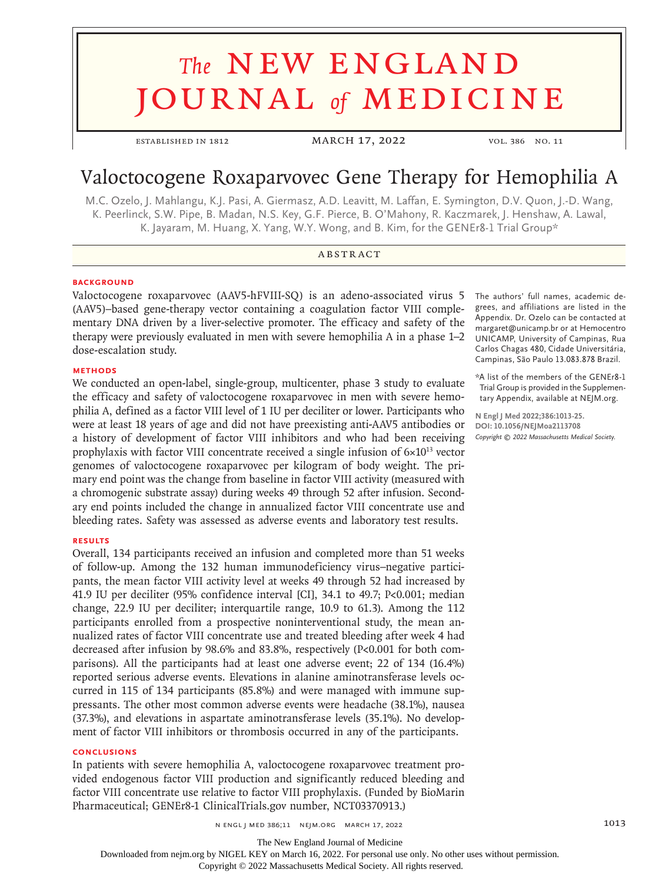# The NEW ENGLAND JOURNAL of MEDICINE

ESTABLISHED IN 1812 — MARCH 17, 2022 — VOL. 386 NO. 11

## Valoctocogene Roxaparvovec Gene Therapy for Hemophilia A

M.C. Ozelo, J. Mahlangu, K.J. Pasi, A. Giermasz, A.D. Leavitt, M. Laffan, E. Symington, D.V. Quon, J.-D. Wang, K. Peerlinck, S.W. Pipe, B. Madan, N.S. Key, G.F. Pierce, B. O'Mahony, R. Kaczmarek, J. Henshaw, A. Lawal, K. Jayaram, M. Huang, X. Yang, W.Y. Wong, and B. Kim, for the GENEr8-1 Trial Group*

### ABSTRACT

#### BACKGROUND

Valoctocogene roxaparvovec (AAV5-hFVIII-SQ) is an adeno-associated virus 5 (AAV5)–based gene-therapy vector containing a coagulation factor VIII complementary DNA driven by a liver-selective promoter. The efficacy and safety of the therapy were previously evaluated in men with severe hemophilia A in a phase 1–2 dose-escalation study.

#### METHODS

We conducted an open-label, single-group, multicenter, phase 3 study to evaluate the efficacy and safety of valoctocogene roxaparvovec in men with severe hemophilia A, defined as a factor VIII level of 1 IU per deciliter or lower. Participants who were at least 18 years of age and did not have preexisting anti-AAV5 antibodies or a history of development of factor VIII inhibitors and who had been receiving prophylaxis with factor VIII concentrate received a single infusion of $6 \times 10^{13}$ vector genomes of valoctocogene roxaparvovec per kilogram of body weight. The primary end point was the change from baseline in factor VIII activity (measured with a chromogenic substrate assay) during weeks 49 through 52 after infusion. Secondary end points included the change in annualized factor VIII concentrate use and bleeding rates. Safety was assessed as adverse events and laboratory test results.

#### RESULTS

Overall, 134 participants received an infusion and completed more than 51 weeks of follow-up. Among the 132 human immunodeficiency virus–negative participants, the mean factor VIII activity level at weeks 49 through 52 had increased by 41.9 IU per deciliter (95% confidence interval [CI], 34.1 to 49.7; P<0.001; median change, 22.9 IU per deciliter; interquartile range, 10.9 to 61.3). Among the 112 participants enrolled from a prospective noninterventional study, the mean annualized rates of factor VIII concentrate use and treated bleeding after week 4 had decreased after infusion by 98.6% and 83.8%, respectively (P<0.001 for both comparisons). All the participants had at least one adverse event; 22 of 134 (16.4%) reported serious adverse events. Elevations in alanine aminotransferase levels occurred in 115 of 134 participants (85.8%) and were managed with immune suppressants. The other most common adverse events were headache (38.1%), nausea (37.3%), and elevations in aspartate aminotransferase levels (35.1%). No development of factor VIII inhibitors or thrombosis occurred in any of the participants.

#### CONCLUSIONS

In patients with severe hemophilia A, valoctocogene roxaparvovec treatment provided endogenous factor VIII production and significantly reduced bleeding and factor VIII concentrate use relative to factor VIII prophylaxis. (Funded by BioMarin Pharmaceutical; GENEr8-1 ClinicalTrials.gov number, NCT03370913.)

The authors' full names, academic degrees, and affiliations are listed in the Appendix. Dr. Ozelo can be contacted at margaret@unicamp.br or at Hemocentro UNICAMP, University of Campinas, Rua Carlos Chagas 480, Cidade Universitária, Campinas, São Paulo 13.083.878 Brazil.

*A list of the members of the GENEr8-1 Trial Group is provided in the Supplementary Appendix, available at NEJM.org.

**N Engl J Med 2022;386:1013-25.**
**DOI: 10.1056/NEJMoa2113708**
*Copyright © 2022 Massachusetts Medical Society.*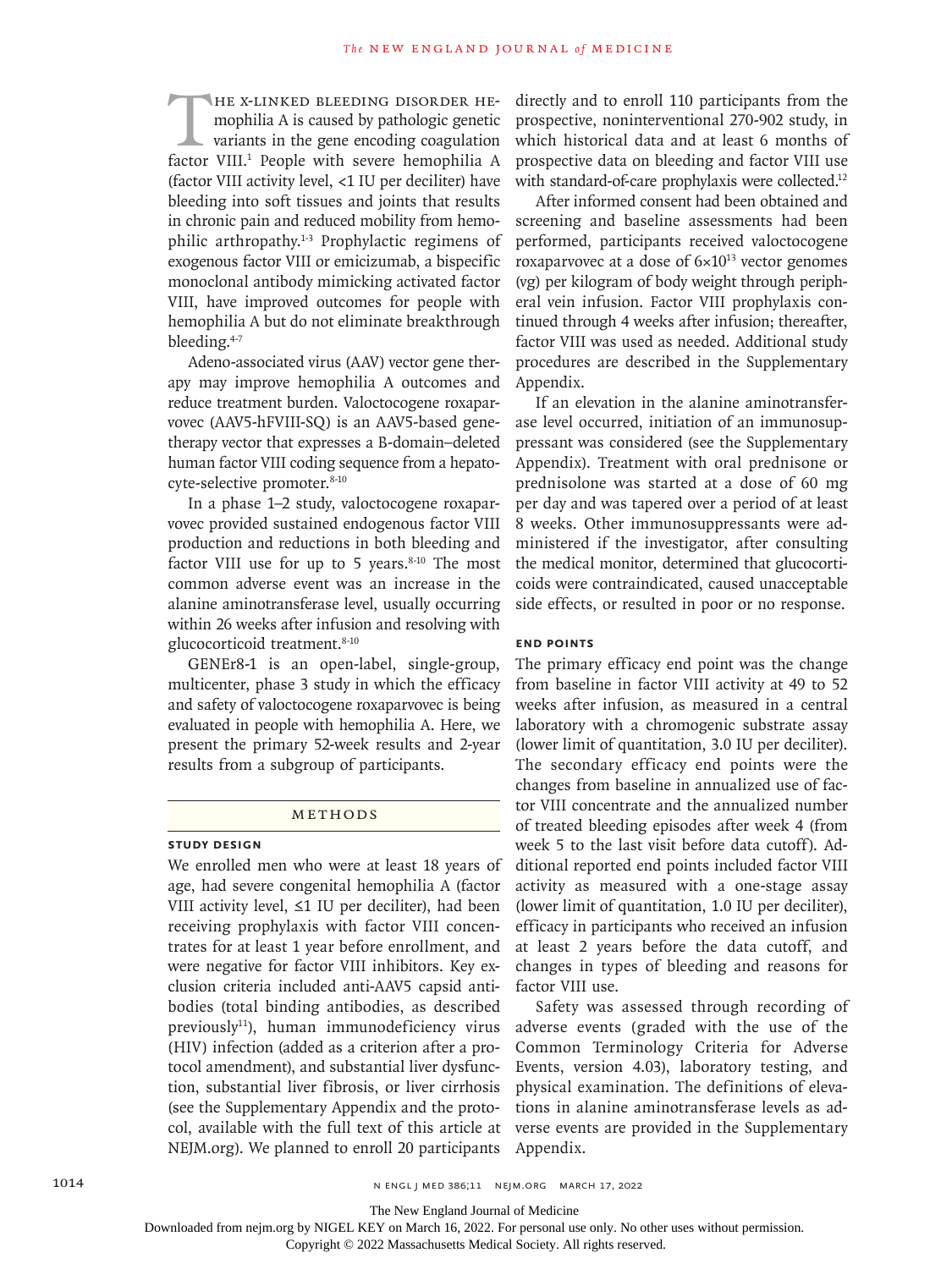The X-linked bleeding disorder hemophilia A is caused by pathologic genetic variants in the gene encoding coagulation factor VIII.[1] People with severe hemophilia A (factor VIII activity level, <1 IU per deciliter) have bleeding into soft tissues and joints that results in chronic pain and reduced mobility from hemophilic arthropathy.[1-3] Prophylactic regimens of exogenous factor VIII or emicizumab, a bispecific monoclonal antibody mimicking activated factor VIII, have improved outcomes for people with hemophilia A but do not eliminate breakthrough bleeding.[4-7]

Adeno-associated virus (AAV) vector gene therapy may improve hemophilia A outcomes and reduce treatment burden. Valoctocogene roxaparvovec (AAV5-hFVIII-SQ) is an AAV5-based gene-therapy vector that expresses a B-domain–deleted human factor VIII coding sequence from a hepatocyte-selective promoter.[8-10]

In a phase 1–2 study, valoctocogene roxaparvovec provided sustained endogenous factor VIII production and reductions in both bleeding and factor VIII use for up to 5 years.[8-10] The most common adverse event was an increase in the alanine aminotransferase level, usually occurring within 26 weeks after infusion and resolving with glucocorticoid treatment.[8-10]

GENEr8-1 is an open-label, single-group, multicenter, phase 3 study in which the efficacy and safety of valoctocogene roxaparvovec is being evaluated in people with hemophilia A. Here, we present the primary 52-week results and 2-year results from a subgroup of participants.

## Methods

### Study Design

We enrolled men who were at least 18 years of age, had severe congenital hemophilia A (factor VIII activity level, ≤1 IU per deciliter), had been receiving prophylaxis with factor VIII concentrates for at least 1 year before enrollment, and were negative for factor VIII inhibitors. Key exclusion criteria included anti-AAV5 capsid antibodies (total binding antibodies, as described previously[11]), human immunodeficiency virus (HIV) infection (added as a criterion after a protocol amendment), and substantial liver dysfunction, substantial liver fibrosis, or liver cirrhosis (see the Supplementary Appendix and the protocol, available with the full text of this article at NEJM.org). We planned to enroll 20 participants directly and to enroll 110 participants from the prospective, noninterventional 270-902 study, in which historical data and at least 6 months of prospective data on bleeding and factor VIII use with standard-of-care prophylaxis were collected.[12]

After informed consent had been obtained and screening and baseline assessments had been performed, participants received valoctocogene roxaparvovec at a dose of $6\times10^{13}$ vector genomes (vg) per kilogram of body weight through peripheral vein infusion. Factor VIII prophylaxis continued through 4 weeks after infusion; thereafter, factor VIII was used as needed. Additional study procedures are described in the Supplementary Appendix.

If an elevation in the alanine aminotransferase level occurred, initiation of an immunosuppressant was considered (see the Supplementary Appendix). Treatment with oral prednisone or prednisolone was started at a dose of 60 mg per day and was tapered over a period of at least 8 weeks. Other immunosuppressants were administered if the investigator, after consulting the medical monitor, determined that glucocorticoids were contraindicated, caused unacceptable side effects, or resulted in poor or no response.

### End Points

The primary efficacy end point was the change from baseline in factor VIII activity at 49 to 52 weeks after infusion, as measured in a central laboratory with a chromogenic substrate assay (lower limit of quantitation, 3.0 IU per deciliter). The secondary efficacy end points were the changes from baseline in annualized use of factor VIII concentrate and the annualized number of treated bleeding episodes after week 4 (from week 5 to the last visit before data cutoff). Additional reported end points included factor VIII activity as measured with a one-stage assay (lower limit of quantitation, 1.0 IU per deciliter), efficacy in participants who received an infusion at least 2 years before the data cutoff, and changes in types of bleeding and reasons for factor VIII use.

Safety was assessed through recording of adverse events (graded with the use of the Common Terminology Criteria for Adverse Events, version 4.03), laboratory testing, and physical examination. The definitions of elevations in alanine aminotransferase levels as adverse events are provided in the Supplementary Appendix.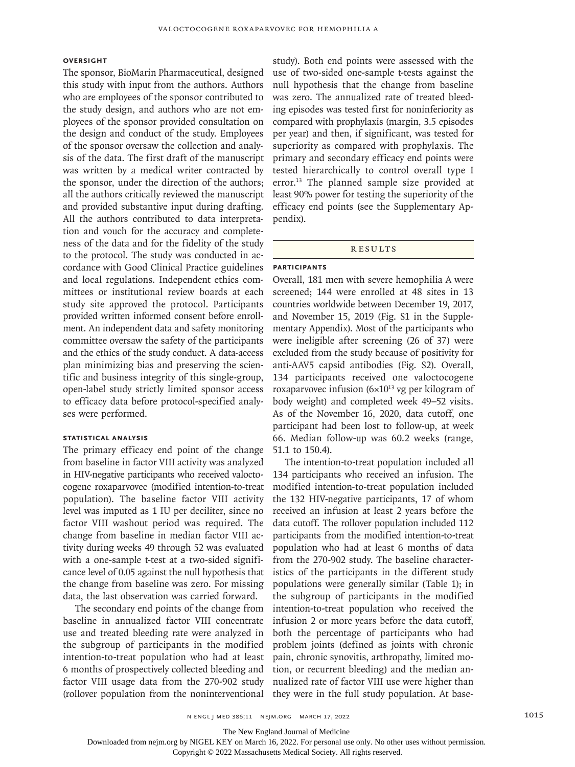### OVERSIGHT

The sponsor, BioMarin Pharmaceutical, designed this study with input from the authors. Authors who are employees of the sponsor contributed to the study design, and authors who are not employees of the sponsor provided consultation on the design and conduct of the study. Employees of the sponsor oversaw the collection and analysis of the data. The first draft of the manuscript was written by a medical writer contracted by the sponsor, under the direction of the authors; all the authors critically reviewed the manuscript and provided substantive input during drafting. All the authors contributed to data interpretation and vouch for the accuracy and completeness of the data and for the fidelity of the study to the protocol. The study was conducted in accordance with Good Clinical Practice guidelines and local regulations. Independent ethics committees or institutional review boards at each study site approved the protocol. Participants provided written informed consent before enrollment. An independent data and safety monitoring committee oversaw the safety of the participants and the ethics of the study conduct. A data-access plan minimizing bias and preserving the scientific and business integrity of this single-group, open-label study strictly limited sponsor access to efficacy data before protocol-specified analyses were performed.

### STATISTICAL ANALYSIS

The primary efficacy end point of the change from baseline in factor VIII activity was analyzed in HIV-negative participants who received valoctocogene roxaparvovec (modified intention-to-treat population). The baseline factor VIII activity level was imputed as 1 IU per deciliter, since no factor VIII washout period was required. The change from baseline in median factor VIII activity during weeks 49 through 52 was evaluated with a one-sample t-test at a two-sided significance level of 0.05 against the null hypothesis that the change from baseline was zero. For missing data, the last observation was carried forward.

The secondary end points of the change from baseline in annualized factor VIII concentrate use and treated bleeding rate were analyzed in the subgroup of participants in the modified intention-to-treat population who had at least 6 months of prospectively collected bleeding and factor VIII usage data from the 270-902 study (rollover population from the noninterventional study). Both end points were assessed with the use of two-sided one-sample t-tests against the null hypothesis that the change from baseline was zero. The annualized rate of treated bleeding episodes was tested first for noninferiority as compared with prophylaxis (margin, 3.5 episodes per year) and then, if significant, was tested for superiority as compared with prophylaxis. The primary and secondary efficacy end points were tested hierarchically to control overall type I error.[13] The planned sample size provided at least 90% power for testing the superiority of the efficacy end points (see the Supplementary Appendix).

## RESULTS

### PARTICIPANTS

Overall, 181 men with severe hemophilia A were screened; 144 were enrolled at 48 sites in 13 countries worldwide between December 19, 2017, and November 15, 2019 (Fig. S1 in the Supplementary Appendix). Most of the participants who were ineligible after screening (26 of 37) were excluded from the study because of positivity for anti-AAV5 capsid antibodies (Fig. S2). Overall, 134 participants received one valoctocogene roxaparvovec infusion ($6\times10^{13}$ vg per kilogram of body weight) and completed week 49–52 visits. As of the November 16, 2020, data cutoff, one participant had been lost to follow-up, at week 66. Median follow-up was 60.2 weeks (range, 51.1 to 150.4).

The intention-to-treat population included all 134 participants who received an infusion. The modified intention-to-treat population included the 132 HIV-negative participants, 17 of whom received an infusion at least 2 years before the data cutoff. The rollover population included 112 participants from the modified intention-to-treat population who had at least 6 months of data from the 270-902 study. The baseline characteristics of the participants in the different study populations were generally similar (Table 1); in the subgroup of participants in the modified intention-to-treat population who received the infusion 2 or more years before the data cutoff, both the percentage of participants who had problem joints (defined as joints with chronic pain, chronic synovitis, arthropathy, limited motion, or recurrent bleeding) and the median annualized rate of factor VIII use were higher than they were in the full study population. At base-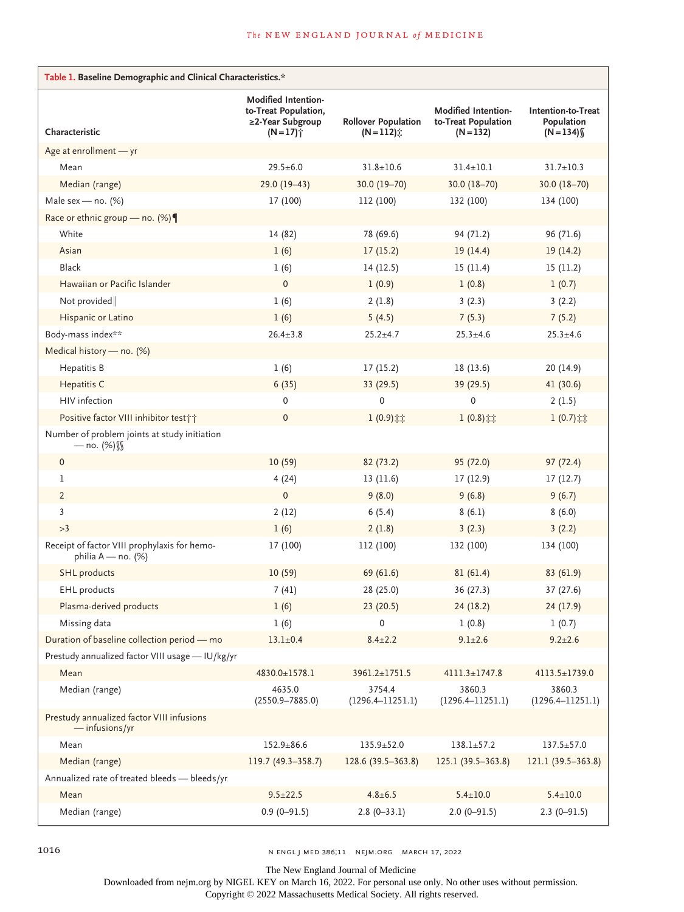**Table 1. Baseline Demographic and Clinical Characteristics.***

| Characteristic | Modified Intention-to-Treat Population, ≥2-Year Subgroup (N=17)† | Rollover Population (N=112)‡ | Modified Intention-to-Treat Population (N=132) | Intention-to-Treat Population (N=134)§ |
|---|---|---|---|---|
| Age at enrollment — yr | | | | |
| Mean | 29.5±6.0 | 31.8±10.6 | 31.4±10.1 | 31.7±10.3 |
| Median (range) | 29.0 (19–43) | 30.0 (19–70) | 30.0 (18–70) | 30.0 (18–70) |
| Male sex — no. (%) | 17 (100) | 112 (100) | 132 (100) | 134 (100) |
| Race or ethnic group — no. (%)¶ | | | | |
| White | 14 (82) | 78 (69.6) | 94 (71.2) | 96 (71.6) |
| Asian | 1 (6) | 17 (15.2) | 19 (14.4) | 19 (14.2) |
| Black | 1 (6) | 14 (12.5) | 15 (11.4) | 15 (11.2) |
| Hawaiian or Pacific Islander | 0 | 1 (0.9) | 1 (0.8) | 1 (0.7) |
| Not provided‖ | 1 (6) | 2 (1.8) | 3 (2.3) | 3 (2.2) |
| Hispanic or Latino | 1 (6) | 5 (4.5) | 7 (5.3) | 7 (5.2) |
| Body-mass index** | 26.4±3.8 | 25.2±4.7 | 25.3±4.6 | 25.3±4.6 |
| Medical history — no. (%) | | | | |
| Hepatitis B | 1 (6) | 17 (15.2) | 18 (13.6) | 20 (14.9) |
| Hepatitis C | 6 (35) | 33 (29.5) | 39 (29.5) | 41 (30.6) |
| HIV infection | 0 | 0 | 0 | 2 (1.5) |
| Positive factor VIII inhibitor test†† | 0 | 1 (0.9)‡‡ | 1 (0.8)‡‡ | 1 (0.7)‡‡ |
| Number of problem joints at study initiation — no. (%)§§ | | | | |
| 0 | 10 (59) | 82 (73.2) | 95 (72.0) | 97 (72.4) |
| 1 | 4 (24) | 13 (11.6) | 17 (12.9) | 17 (12.7) |
| 2 | 0 | 9 (8.0) | 9 (6.8) | 9 (6.7) |
| 3 | 2 (12) | 6 (5.4) | 8 (6.1) | 8 (6.0) |
| >3 | 1 (6) | 2 (1.8) | 3 (2.3) | 3 (2.2) |
| Receipt of factor VIII prophylaxis for hemophilia A — no. (%) | 17 (100) | 112 (100) | 132 (100) | 134 (100) |
| SHL products | 10 (59) | 69 (61.6) | 81 (61.4) | 83 (61.9) |
| EHL products | 7 (41) | 28 (25.0) | 36 (27.3) | 37 (27.6) |
| Plasma-derived products | 1 (6) | 23 (20.5) | 24 (18.2) | 24 (17.9) |
| Missing data | 1 (6) | 0 | 1 (0.8) | 1 (0.7) |
| Duration of baseline collection period — mo | 13.1±0.4 | 8.4±2.2 | 9.1±2.6 | 9.2±2.6 |
| Prestudy annualized factor VIII usage — IU/kg/yr | | | | |
| Mean | 4830.0±1578.1 | 3961.2±1751.5 | 4111.3±1747.8 | 4113.5±1739.0 |
| Median (range) | 4635.0 (2550.9–7885.0) | 3754.4 (1296.4–11251.1) | 3860.3 (1296.4–11251.1) | 3860.3 (1296.4–11251.1) |
| Prestudy annualized factor VIII infusions — infusions/yr | | | | |
| Mean | 152.9±86.6 | 135.9±52.0 | 138.1±57.2 | 137.5±57.0 |
| Median (range) | 119.7 (49.3–358.7) | 128.6 (39.5–363.8) | 125.1 (39.5–363.8) | 121.1 (39.5–363.8) |
| Annualized rate of treated bleeds — bleeds/yr | | | | |
| Mean | 9.5±22.5 | 4.8±6.5 | 5.4±10.0 | 5.4±10.0 |
| Median (range) | 0.9 (0–91.5) | 2.8 (0–33.1) | 2.0 (0–91.5) | 2.3 (0–91.5) |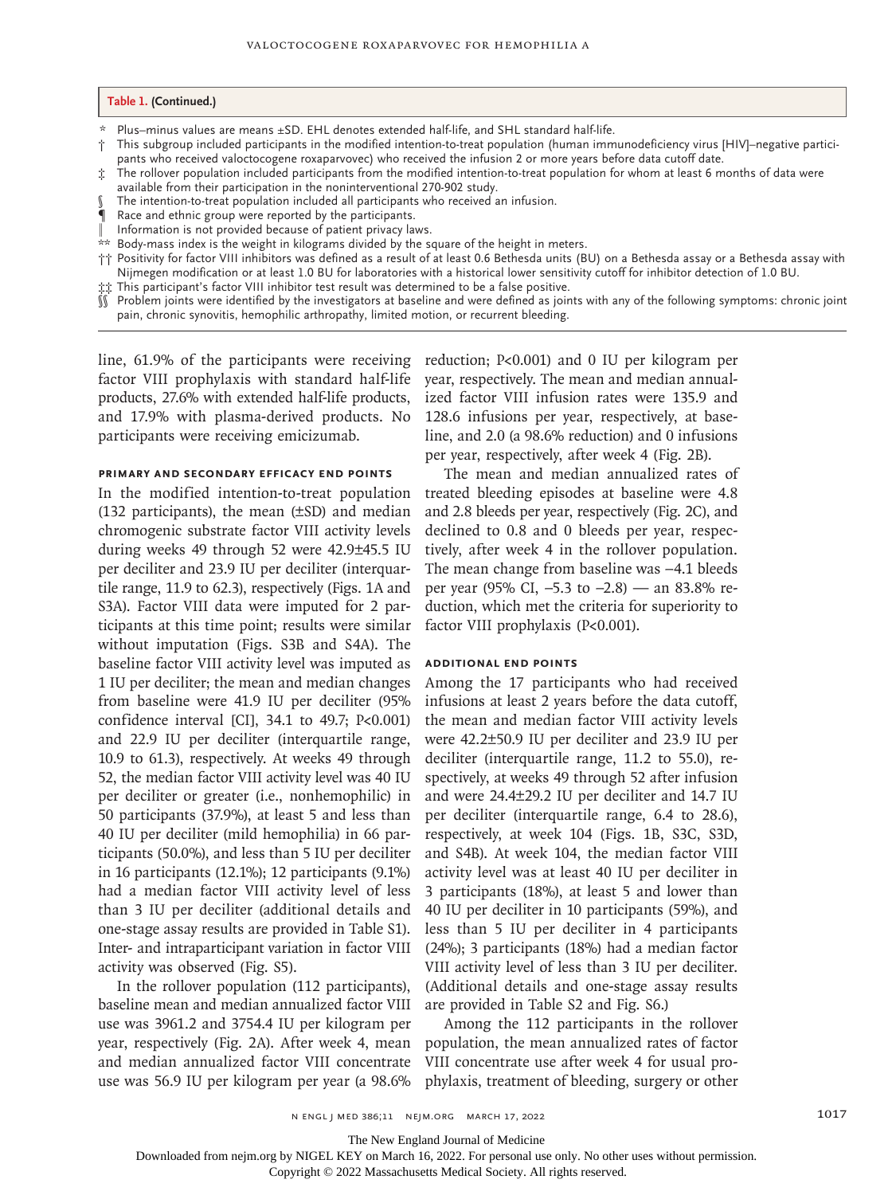Table 1. (Continued.)

\* Plus–minus values are means ±SD. EHL denotes extended half-life, and SHL standard half-life.

† This subgroup included participants in the modified intention-to-treat population (human immunodeficiency virus [HIV]–negative participants who received valoctocogene roxaparvovec) who received the infusion 2 or more years before data cutoff date.

‡ The rollover population included participants from the modified intention-to-treat population for whom at least 6 months of data were available from their participation in the noninterventional 270-902 study.

§ The intention-to-treat population included all participants who received an infusion.

¶ Race and ethnic group were reported by the participants.

‖ Information is not provided because of patient privacy laws.

\*\* Body-mass index is the weight in kilograms divided by the square of the height in meters.

†† Positivity for factor VIII inhibitors was defined as a result of at least 0.6 Bethesda units (BU) on a Bethesda assay or a Bethesda assay with Nijmegen modification or at least 1.0 BU for laboratories with a historical lower sensitivity cutoff for inhibitor detection of 1.0 BU.

‡‡ This participant's factor VIII inhibitor test result was determined to be a false positive.

§§ Problem joints were identified by the investigators at baseline and were defined as joints with any of the following symptoms: chronic joint pain, chronic synovitis, hemophilic arthropathy, limited motion, or recurrent bleeding.

line, 61.9% of the participants were receiving factor VIII prophylaxis with standard half-life products, 27.6% with extended half-life products, and 17.9% with plasma-derived products. No participants were receiving emicizumab.

### Primary and Secondary Efficacy End Points

In the modified intention-to-treat population (132 participants), the mean (±SD) and median chromogenic substrate factor VIII activity levels during weeks 49 through 52 were 42.9±45.5 IU per deciliter and 23.9 IU per deciliter (interquartile range, 11.9 to 62.3), respectively (Figs. 1A and S3A). Factor VIII data were imputed for 2 participants at this time point; results were similar without imputation (Figs. S3B and S4A). The baseline factor VIII activity level was imputed as 1 IU per deciliter; the mean and median changes from baseline were 41.9 IU per deciliter (95% confidence interval [CI], 34.1 to 49.7; P<0.001) and 22.9 IU per deciliter (interquartile range, 10.9 to 61.3), respectively. At weeks 49 through 52, the median factor VIII activity level was 40 IU per deciliter or greater (i.e., nonhemophilic) in 50 participants (37.9%), at least 5 and less than 40 IU per deciliter (mild hemophilia) in 66 participants (50.0%), and less than 5 IU per deciliter in 16 participants (12.1%); 12 participants (9.1%) had a median factor VIII activity level of less than 3 IU per deciliter (additional details and one-stage assay results are provided in Table S1). Inter- and intraparticipant variation in factor VIII activity was observed (Fig. S5).

In the rollover population (112 participants), baseline mean and median annualized factor VIII use was 3961.2 and 3754.4 IU per kilogram per year, respectively (Fig. 2A). After week 4, mean and median annualized factor VIII concentrate use was 56.9 IU per kilogram per year (a 98.6% reduction; P<0.001) and 0 IU per kilogram per year, respectively. The mean and median annualized factor VIII infusion rates were 135.9 and 128.6 infusions per year, respectively, at baseline, and 2.0 (a 98.6% reduction) and 0 infusions per year, respectively, after week 4 (Fig. 2B).

The mean and median annualized rates of treated bleeding episodes at baseline were 4.8 and 2.8 bleeds per year, respectively (Fig. 2C), and declined to 0.8 and 0 bleeds per year, respectively, after week 4 in the rollover population. The mean change from baseline was −4.1 bleeds per year (95% CI, −5.3 to −2.8) — an 83.8% reduction, which met the criteria for superiority to factor VIII prophylaxis (P<0.001).

### Additional End Points

Among the 17 participants who had received infusions at least 2 years before the data cutoff, the mean and median factor VIII activity levels were 42.2±50.9 IU per deciliter and 23.9 IU per deciliter (interquartile range, 11.2 to 55.0), respectively, at weeks 49 through 52 after infusion and were 24.4±29.2 IU per deciliter and 14.7 IU per deciliter (interquartile range, 6.4 to 28.6), respectively, at week 104 (Figs. 1B, S3C, S3D, and S4B). At week 104, the median factor VIII activity level was at least 40 IU per deciliter in 3 participants (18%), at least 5 and lower than 40 IU per deciliter in 10 participants (59%), and less than 5 IU per deciliter in 4 participants (24%); 3 participants (18%) had a median factor VIII activity level of less than 3 IU per deciliter. (Additional details and one-stage assay results are provided in Table S2 and Fig. S6.)

Among the 112 participants in the rollover population, the mean annualized rates of factor VIII concentrate use after week 4 for usual prophylaxis, treatment of bleeding, surgery or other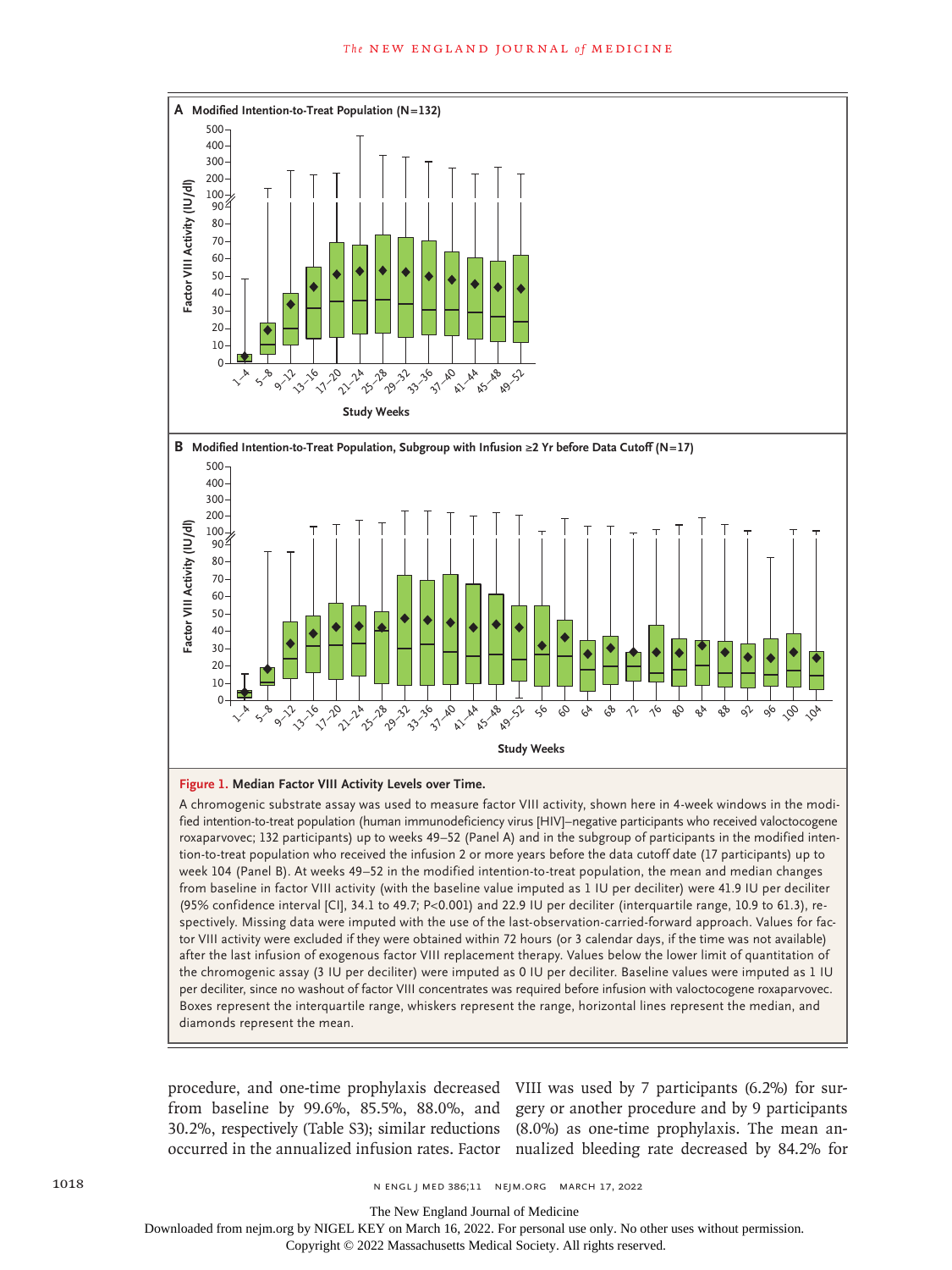A Modified Intention-to-Treat Population (N=132)

Factor VIII Activity (IU/dl)

500
400
300
200
100
90
80
70
60
50
40
30
20
10
0

1–4 5–8 9–12 13–16 17–20 21–24 25–28 29–32 33–36 37–40 41–44 45–48 49–52

Study Weeks

B Modified Intention-to-Treat Population, Subgroup with Infusion ≥2 Yr before Data Cutoff (N=17)

Factor VIII Activity (IU/dl)

500
400
300
200
100
90
80
70
60
50
40
30
20
10
0

1–4 5–8 9–12 13–16 17–20 21–24 25–28 29–32 33–36 37–40 41–44 45–48 49–52 56 60 64 68 72 76 80 84 88 92 96 100 104

Study Weeks

**Figure 1. Median Factor VIII Activity Levels over Time.**

A chromogenic substrate assay was used to measure factor VIII activity, shown here in 4-week windows in the modified intention-to-treat population (human immunodeficiency virus [HIV]–negative participants who received valoctocogene roxaparvovec; 132 participants) up to weeks 49–52 (Panel A) and in the subgroup of participants in the modified intention-to-treat population who received the infusion 2 or more years before the data cutoff date (17 participants) up to week 104 (Panel B). At weeks 49–52 in the modified intention-to-treat population, the mean and median changes from baseline in factor VIII activity (with the baseline value imputed as 1 IU per deciliter) were 41.9 IU per deciliter (95% confidence interval [CI], 34.1 to 49.7; P<0.001) and 22.9 IU per deciliter (interquartile range, 10.9 to 61.3), respectively. Missing data were imputed with the use of the last-observation-carried-forward approach. Values for factor VIII activity were excluded if they were obtained within 72 hours (or 3 calendar days, if the time was not available) after the last infusion of exogenous factor VIII replacement therapy. Values below the lower limit of quantitation of the chromogenic assay (3 IU per deciliter) were imputed as 0 IU per deciliter. Baseline values were imputed as 1 IU per deciliter, since no washout of factor VIII concentrates was required before infusion with valoctocogene roxaparvovec. Boxes represent the interquartile range, whiskers represent the range, horizontal lines represent the median, and diamonds represent the mean.

procedure, and one-time prophylaxis decreased from baseline by 99.6%, 85.5%, 88.0%, and 30.2%, respectively (Table S3); similar reductions occurred in the annualized infusion rates. Factor VIII was used by 7 participants (6.2%) for surgery or another procedure and by 9 participants (8.0%) as one-time prophylaxis. The mean annualized bleeding rate decreased by 84.2% for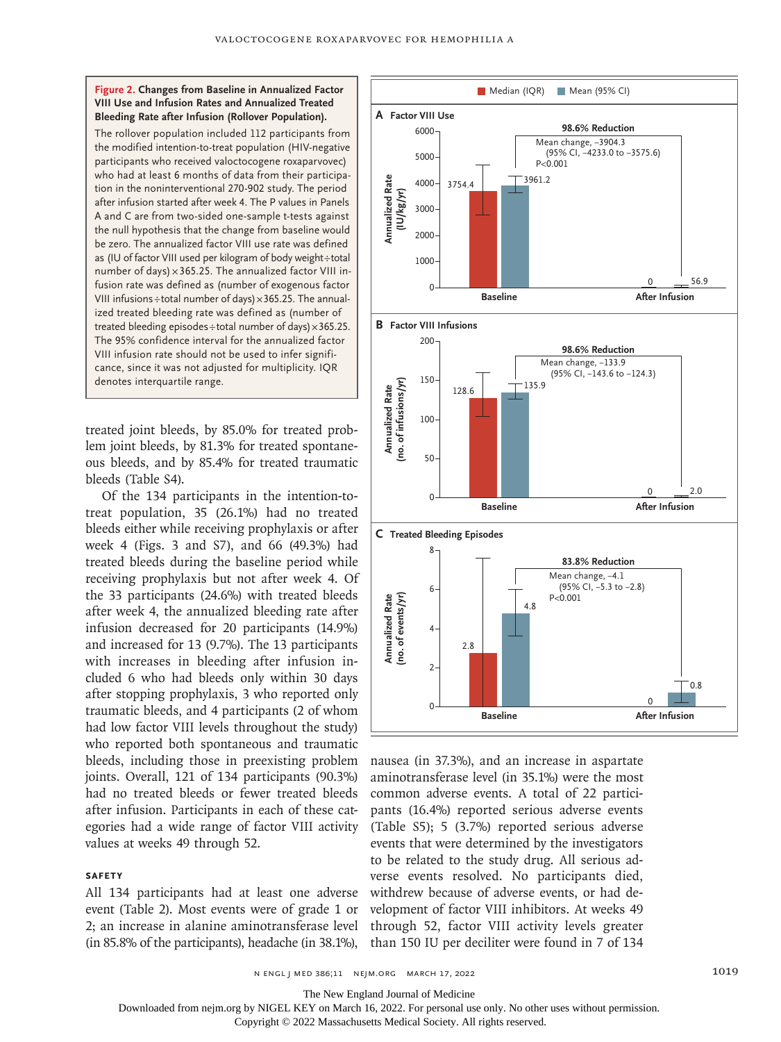**Figure 2. Changes from Baseline in Annualized Factor VIII Use and Infusion Rates and Annualized Treated Bleeding Rate after Infusion (Rollover Population).**

The rollover population included 112 participants from the modified intention-to-treat population (HIV-negative participants who received valoctocogene roxaparvovec) who had at least 6 months of data from their participation in the noninterventional 270-902 study. The period after infusion started after week 4. The P values in Panels A and C are from two-sided one-sample t-tests against the null hypothesis that the change from baseline would be zero. The annualized factor VIII use rate was defined as (IU of factor VIII used per kilogram of body weight÷total number of days)×365.25. The annualized factor VIII infusion rate was defined as (number of exogenous factor VIII infusions÷total number of days)×365.25. The annualized treated bleeding rate was defined as (number of treated bleeding episodes÷total number of days)×365.25. The 95% confidence interval for the annualized factor VIII infusion rate should not be used to infer significance, since it was not adjusted for multiplicity. IQR denotes interquartile range.

Median (IQR)
Mean (95% CI)

**A Factor VIII Use**

Annualized Rate (IU/kg/yr)
0
1000
2000
3000
4000
5000
6000
98.6% Reduction
Mean change, −3904.3 (95% CI, −4233.0 to −3575.6)
P<0.001
3754.4
3961.2
0
56.9
Baseline
After Infusion

**B Factor VIII Infusions**

Annualized Rate (no. of infusions/yr)
0
50
100
150
200
98.6% Reduction
Mean change, −133.9 (95% CI, −143.6 to −124.3)
128.6
135.9
0
2.0
Baseline
After Infusion

**C Treated Bleeding Episodes**

Annualized Rate (no. of events/yr)
0
2
4
6
8
83.8% Reduction
Mean change, −4.1 (95% CI, −5.3 to −2.8)
P<0.001
2.8
4.8
0
0.8
Baseline
After Infusion

treated joint bleeds, by 85.0% for treated problem joint bleeds, by 81.3% for treated spontaneous bleeds, and by 85.4% for treated traumatic bleeds (Table S4).

Of the 134 participants in the intention-to-treat population, 35 (26.1%) had no treated bleeds either while receiving prophylaxis or after week 4 (Figs. 3 and S7), and 66 (49.3%) had treated bleeds during the baseline period while receiving prophylaxis but not after week 4. Of the 33 participants (24.6%) with treated bleeds after week 4, the annualized bleeding rate after infusion decreased for 20 participants (14.9%) and increased for 13 (9.7%). The 13 participants with increases in bleeding after infusion included 6 who had bleeds only within 30 days after stopping prophylaxis, 3 who reported only traumatic bleeds, and 4 participants (2 of whom had low factor VIII levels throughout the study) who reported both spontaneous and traumatic bleeds, including those in preexisting problem joints. Overall, 121 of 134 participants (90.3%) had no treated bleeds or fewer treated bleeds after infusion. Participants in each of these categories had a wide range of factor VIII activity values at weeks 49 through 52.

### SAFETY

All 134 participants had at least one adverse event (Table 2). Most events were of grade 1 or 2; an increase in alanine aminotransferase level (in 85.8% of the participants), headache (in 38.1%), nausea (in 37.3%), and an increase in aspartate aminotransferase level (in 35.1%) were the most common adverse events. A total of 22 participants (16.4%) reported serious adverse events (Table S5); 5 (3.7%) reported serious adverse events that were determined by the investigators to be related to the study drug. All serious adverse events resolved. No participants died, withdrew because of adverse events, or had development of factor VIII inhibitors. At weeks 49 through 52, factor VIII activity levels greater than 150 IU per deciliter were found in 7 of 134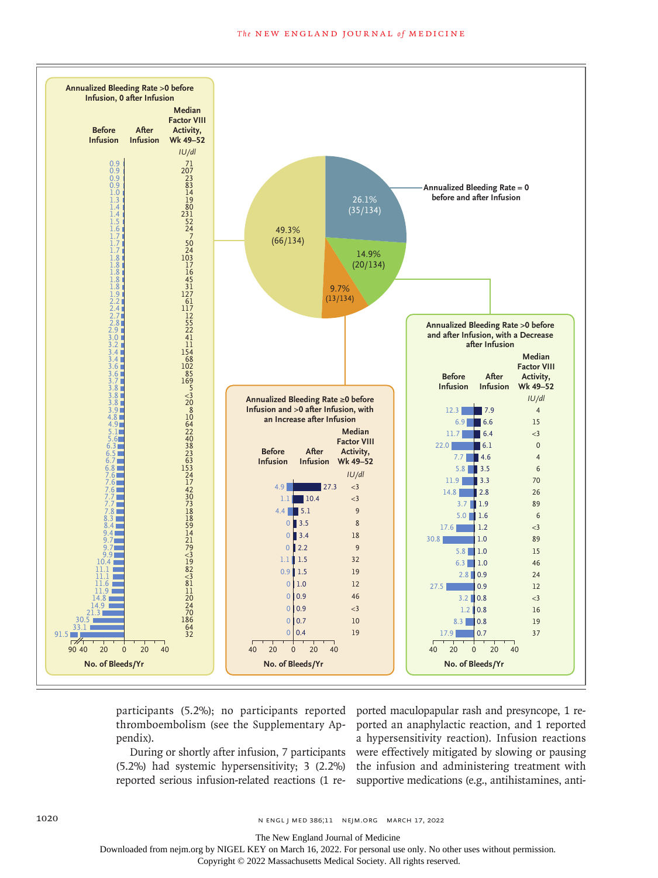Annualized Bleeding Rate >0 before Infusion, 0 after Infusion

Before Infusion

After Infusion

Median Factor VIII Activity, Wk 49–52

IU/dl

0.9 71
0.9 207
0.9 23
0.9 83
1.0 14
1.3 19
1.4 80
1.4 231
1.5 52
1.6 24
1.7 7
1.7 50
1.7 24
1.8 103
1.8 17
1.8 16
1.8 45
1.8 31
1.9 127
2.2 61
2.4 117
2.7 12
2.8 55
2.9 22
3.0 41
3.2 11
3.4 154
3.4 68
3.6 102
3.6 85
3.7 169
3.8 5
3.8 <3
3.8 20
3.9 8
4.8 10
4.9 64
5.1 22
5.6 40
6.3 38
6.5 23
6.7 63
6.8 153
7.6 24
7.6 17
7.6 42
7.7 30
7.7 73
7.8 18
8.3 18
8.4 59
9.4 14
9.7 21
9.7 79
9.9 <3
10.4 19
11.1 82
11.1 <3
11.6 81
11.9 11
14.8 20
14.9 24
21.3 70
30.5 186
33.1 64
91.5 32

90 40 20 0 20 40

No. of Bleeds/Yr

Annualized Bleeding Rate = 0 before and after Infusion

26.1% (35/134)

49.3% (66/134)

14.9% (20/134)

9.7% (13/134)

Annualized Bleeding Rate ≥0 before Infusion and >0 after Infusion, with an Increase after Infusion

Before Infusion

After Infusion

Median Factor VIII Activity, Wk 49–52

IU/dl

4.9 27.3 <3
1.1 10.4 <3
4.4 5.1 9
0 3.5 8
0 3.4 18
0 2.2 9
1.1 1.5 32
0.9 1.5 19
0 1.0 12
0 0.9 46
0 0.9 <3
0 0.7 10
0 0.4 19

40 20 0 20 40

No. of Bleeds/Yr

Annualized Bleeding Rate >0 before and after Infusion, with a Decrease after Infusion

Before Infusion

After Infusion

Median Factor VIII Activity, Wk 49–52

IU/dl

12.3 7.9 4
6.9 6.6 15
11.7 6.4 <3
22.0 6.1 0
7.7 4.6 4
5.8 3.5 6
11.9 3.3 70
14.8 2.8 26
3.7 1.9 89
5.0 1.6 6
17.6 1.2 <3
30.8 1.0 89
5.8 1.0 15
6.3 1.0 46
2.8 0.9 24
27.5 0.9 12
3.2 0.8 <3
1.2 0.8 16
8.3 0.8 19
17.9 0.7 37

40 20 0 20 40

No. of Bleeds/Yr

participants (5.2%); no participants reported thromboembolism (see the Supplementary Appendix).

During or shortly after infusion, 7 participants (5.2%) had systemic hypersensitivity; 3 (2.2%) reported serious infusion-related reactions (1 reported maculopapular rash and presyncope, 1 reported an anaphylactic reaction, and 1 reported a hypersensitivity reaction). Infusion reactions were effectively mitigated by slowing or pausing the infusion and administering treatment with supportive medications (e.g., antihistamines, anti-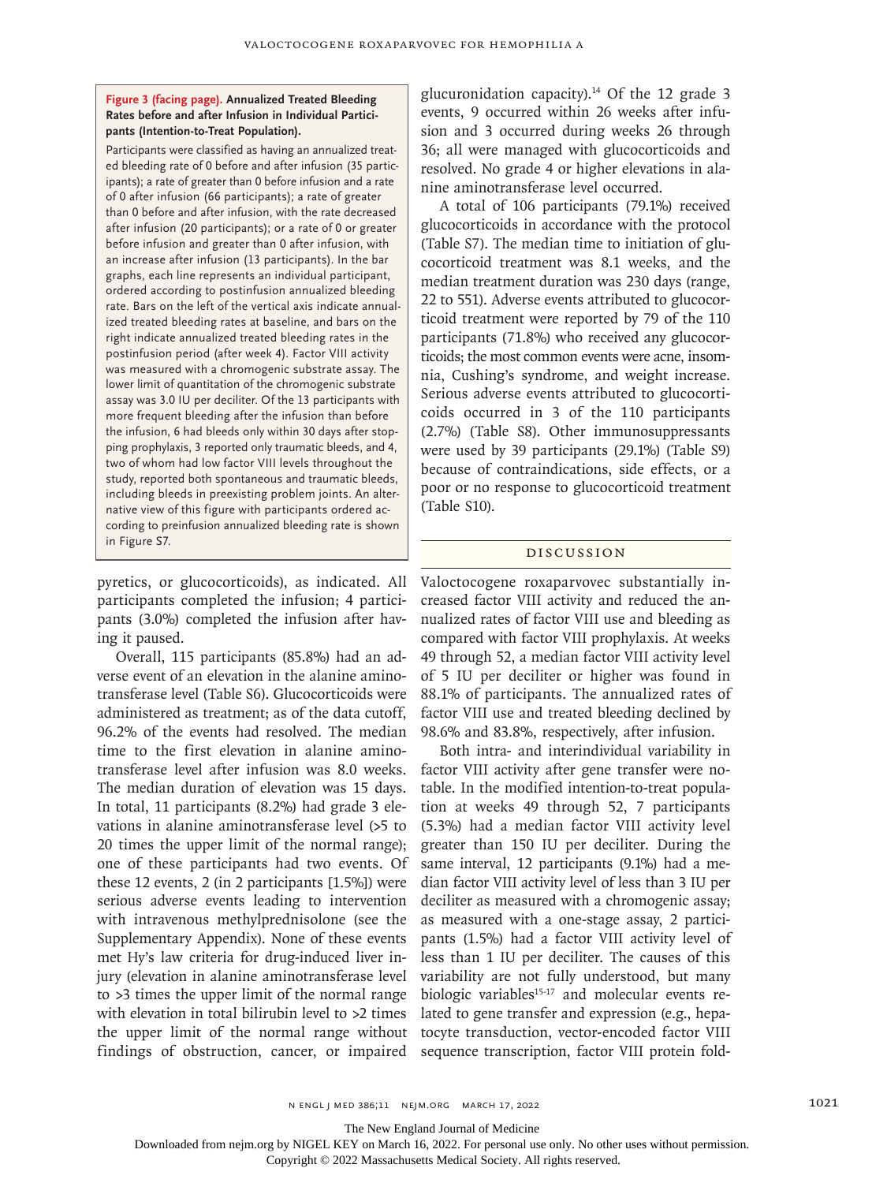**Figure 3 (facing page). Annualized Treated Bleeding Rates before and after Infusion in Individual Participants (Intention-to-Treat Population).**

Participants were classified as having an annualized treated bleeding rate of 0 before and after infusion (35 participants); a rate of greater than 0 before infusion and a rate of 0 after infusion (66 participants); a rate of greater than 0 before and after infusion, with the rate decreased after infusion (20 participants); or a rate of 0 or greater before infusion and greater than 0 after infusion, with an increase after infusion (13 participants). In the bar graphs, each line represents an individual participant, ordered according to postinfusion annualized bleeding rate. Bars on the left of the vertical axis indicate annualized treated bleeding rates at baseline, and bars on the right indicate annualized treated bleeding rates in the postinfusion period (after week 4). Factor VIII activity was measured with a chromogenic substrate assay. The lower limit of quantitation of the chromogenic substrate assay was 3.0 IU per deciliter. Of the 13 participants with more frequent bleeding after the infusion than before the infusion, 6 had bleeds only within 30 days after stopping prophylaxis, 3 reported only traumatic bleeds, and 4, two of whom had low factor VIII levels throughout the study, reported both spontaneous and traumatic bleeds, including bleeds in preexisting problem joints. An alternative view of this figure with participants ordered according to preinfusion annualized bleeding rate is shown in Figure S7.

pyretics, or glucocorticoids), as indicated. All participants completed the infusion; 4 participants (3.0%) completed the infusion after having it paused.

Overall, 115 participants (85.8%) had an adverse event of an elevation in the alanine aminotransferase level (Table S6). Glucocorticoids were administered as treatment; as of the data cutoff, 96.2% of the events had resolved. The median time to the first elevation in alanine aminotransferase level after infusion was 8.0 weeks. The median duration of elevation was 15 days. In total, 11 participants (8.2%) had grade 3 elevations in alanine aminotransferase level (>5 to 20 times the upper limit of the normal range); one of these participants had two events. Of these 12 events, 2 (in 2 participants [1.5%]) were serious adverse events leading to intervention with intravenous methylprednisolone (see the Supplementary Appendix). None of these events met Hy's law criteria for drug-induced liver injury (elevation in alanine aminotransferase level to >3 times the upper limit of the normal range with elevation in total bilirubin level to >2 times the upper limit of the normal range without findings of obstruction, cancer, or impaired glucuronidation capacity).[14] Of the 12 grade 3 events, 9 occurred within 26 weeks after infusion and 3 occurred during weeks 26 through 36; all were managed with glucocorticoids and resolved. No grade 4 or higher elevations in alanine aminotransferase level occurred.

A total of 106 participants (79.1%) received glucocorticoids in accordance with the protocol (Table S7). The median time to initiation of glucocorticoid treatment was 8.1 weeks, and the median treatment duration was 230 days (range, 22 to 551). Adverse events attributed to glucocorticoid treatment were reported by 79 of the 110 participants (71.8%) who received any glucocorticoids; the most common events were acne, insomnia, Cushing's syndrome, and weight increase. Serious adverse events attributed to glucocorticoids occurred in 3 of the 110 participants (2.7%) (Table S8). Other immunosuppressants were used by 39 participants (29.1%) (Table S9) because of contraindications, side effects, or a poor or no response to glucocorticoid treatment (Table S10).

## Discussion

Valoctocogene roxaparvovec substantially increased factor VIII activity and reduced the annualized rates of factor VIII use and bleeding as compared with factor VIII prophylaxis. At weeks 49 through 52, a median factor VIII activity level of 5 IU per deciliter or higher was found in 88.1% of participants. The annualized rates of factor VIII use and treated bleeding declined by 98.6% and 83.8%, respectively, after infusion.

Both intra- and interindividual variability in factor VIII activity after gene transfer were notable. In the modified intention-to-treat population at weeks 49 through 52, 7 participants (5.3%) had a median factor VIII activity level greater than 150 IU per deciliter. During the same interval, 12 participants (9.1%) had a median factor VIII activity level of less than 3 IU per deciliter as measured with a chromogenic assay; as measured with a one-stage assay, 2 participants (1.5%) had a factor VIII activity level of less than 1 IU per deciliter. The causes of this variability are not fully understood, but many biologic variables[15-17] and molecular events related to gene transfer and expression (e.g., hepatocyte transduction, vector-encoded factor VIII sequence transcription, factor VIII protein fold-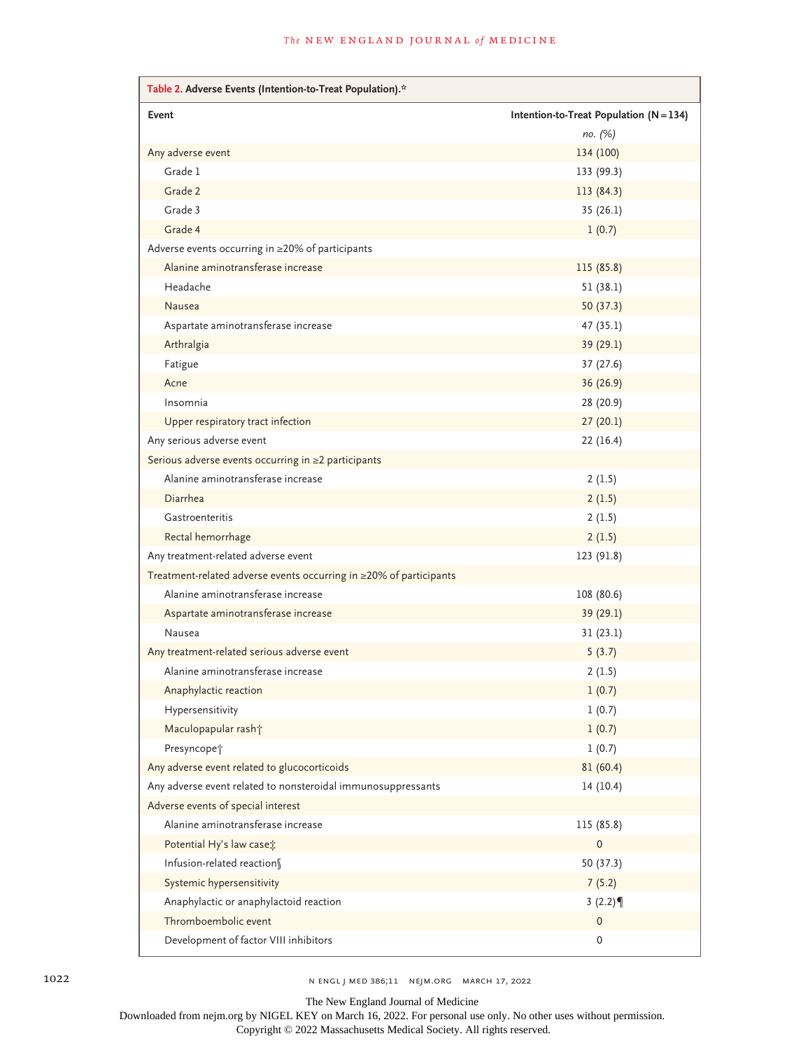**Table 2. Adverse Events (Intention-to-Treat Population).***

| Event | Intention-to-Treat Population (N=134) |
|---|---|
| | *no. (%)* |
| Any adverse event | 134 (100) |
| Grade 1 | 133 (99.3) |
| Grade 2 | 113 (84.3) |
| Grade 3 | 35 (26.1) |
| Grade 4 | 1 (0.7) |
| Adverse events occurring in ≥20% of participants | |
| Alanine aminotransferase increase | 115 (85.8) |
| Headache | 51 (38.1) |
| Nausea | 50 (37.3) |
| Aspartate aminotransferase increase | 47 (35.1) |
| Arthralgia | 39 (29.1) |
| Fatigue | 37 (27.6) |
| Acne | 36 (26.9) |
| Insomnia | 28 (20.9) |
| Upper respiratory tract infection | 27 (20.1) |
| Any serious adverse event | 22 (16.4) |
| Serious adverse events occurring in ≥2 participants | |
| Alanine aminotransferase increase | 2 (1.5) |
| Diarrhea | 2 (1.5) |
| Gastroenteritis | 2 (1.5) |
| Rectal hemorrhage | 2 (1.5) |
| Any treatment-related adverse event | 123 (91.8) |
| Treatment-related adverse events occurring in ≥20% of participants | |
| Alanine aminotransferase increase | 108 (80.6) |
| Aspartate aminotransferase increase | 39 (29.1) |
| Nausea | 31 (23.1) |
| Any treatment-related serious adverse event | 5 (3.7) |
| Alanine aminotransferase increase | 2 (1.5) |
| Anaphylactic reaction | 1 (0.7) |
| Hypersensitivity | 1 (0.7) |
| Maculopapular rash† | 1 (0.7) |
| Presyncope† | 1 (0.7) |
| Any adverse event related to glucocorticoids | 81 (60.4) |
| Any adverse event related to nonsteroidal immunosuppressants | 14 (10.4) |
| Adverse events of special interest | |
| Alanine aminotransferase increase | 115 (85.8) |
| Potential Hy's law case‡ | 0 |
| Infusion-related reaction§ | 50 (37.3) |
| Systemic hypersensitivity | 7 (5.2) |
| Anaphylactic or anaphylactoid reaction | 3 (2.2)¶ |
| Thromboembolic event | 0 |
| Development of factor VIII inhibitors | 0 |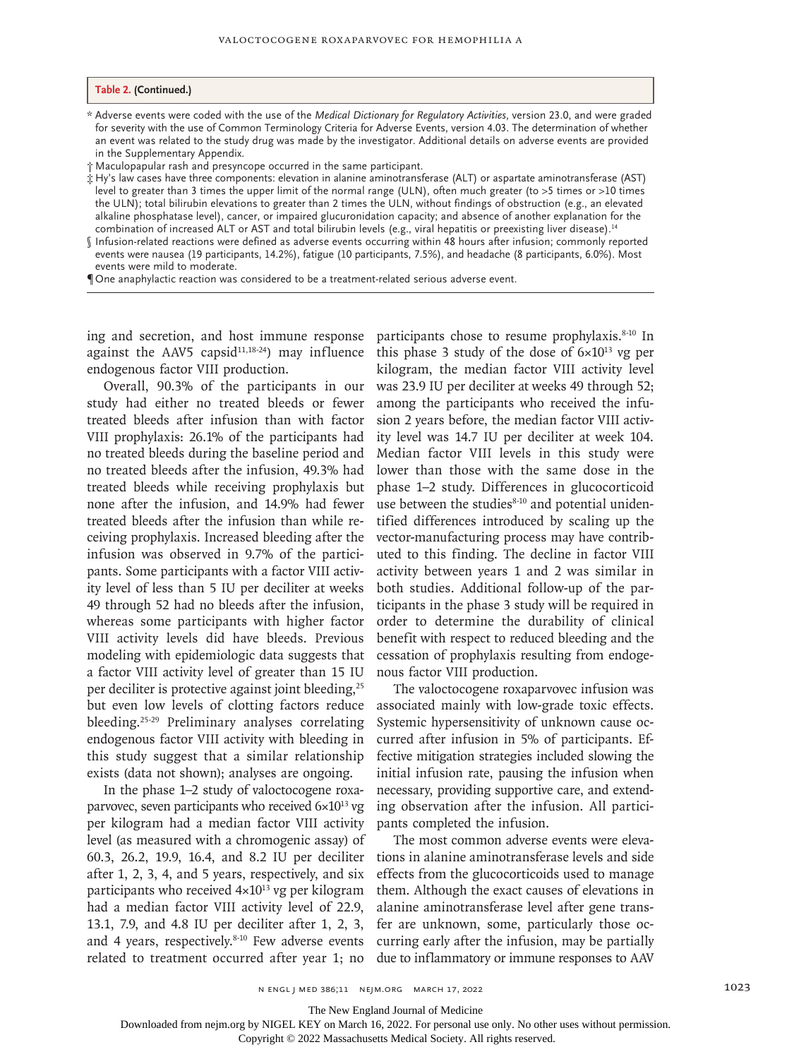**Table 2. (Continued.)**

\* Adverse events were coded with the use of the *Medical Dictionary for Regulatory Activities*, version 23.0, and were graded for severity with the use of Common Terminology Criteria for Adverse Events, version 4.03. The determination of whether an event was related to the study drug was made by the investigator. Additional details on adverse events are provided in the Supplementary Appendix.

† Maculopapular rash and presyncope occurred in the same participant.

‡ Hy's law cases have three components: elevation in alanine aminotransferase (ALT) or aspartate aminotransferase (AST) level to greater than 3 times the upper limit of the normal range (ULN), often much greater (to >5 times or >10 times the ULN); total bilirubin elevations to greater than 2 times the ULN, without findings of obstruction (e.g., an elevated alkaline phosphatase level), cancer, or impaired glucuronidation capacity; and absence of another explanation for the combination of increased ALT or AST and total bilirubin levels (e.g., viral hepatitis or preexisting liver disease).[14]

§ Infusion-related reactions were defined as adverse events occurring within 48 hours after infusion; commonly reported events were nausea (19 participants, 14.2%), fatigue (10 participants, 7.5%), and headache (8 participants, 6.0%). Most events were mild to moderate.

¶ One anaphylactic reaction was considered to be a treatment-related serious adverse event.

ing and secretion, and host immune response against the AAV5 capsid[11,18-24]) may influence endogenous factor VIII production.

Overall, 90.3% of the participants in our study had either no treated bleeds or fewer treated bleeds after infusion than with factor VIII prophylaxis: 26.1% of the participants had no treated bleeds during the baseline period and no treated bleeds after the infusion, 49.3% had treated bleeds while receiving prophylaxis but none after the infusion, and 14.9% had fewer treated bleeds after the infusion than while receiving prophylaxis. Increased bleeding after the infusion was observed in 9.7% of the participants. Some participants with a factor VIII activity level of less than 5 IU per deciliter at weeks 49 through 52 had no bleeds after the infusion, whereas some participants with higher factor VIII activity levels did have bleeds. Previous modeling with epidemiologic data suggests that a factor VIII activity level of greater than 15 IU per deciliter is protective against joint bleeding,[25] but even low levels of clotting factors reduce bleeding.[25-29] Preliminary analyses correlating endogenous factor VIII activity with bleeding in this study suggest that a similar relationship exists (data not shown); analyses are ongoing.

In the phase 1–2 study of valoctocogene roxaparvovec, seven participants who received $6\times10^{13}$ vg per kilogram had a median factor VIII activity level (as measured with a chromogenic assay) of 60.3, 26.2, 19.9, 16.4, and 8.2 IU per deciliter after 1, 2, 3, 4, and 5 years, respectively, and six participants who received $4\times10^{13}$ vg per kilogram had a median factor VIII activity level of 22.9, 13.1, 7.9, and 4.8 IU per deciliter after 1, 2, 3, and 4 years, respectively.[8-10] Few adverse events related to treatment occurred after year 1; no participants chose to resume prophylaxis.[8-10] In this phase 3 study of the dose of $6\times10^{13}$ vg per kilogram, the median factor VIII activity level was 23.9 IU per deciliter at weeks 49 through 52; among the participants who received the infusion 2 years before, the median factor VIII activity level was 14.7 IU per deciliter at week 104. Median factor VIII levels in this study were lower than those with the same dose in the phase 1–2 study. Differences in glucocorticoid use between the studies[8-10] and potential unidentified differences introduced by scaling up the vector-manufacturing process may have contributed to this finding. The decline in factor VIII activity between years 1 and 2 was similar in both studies. Additional follow-up of the participants in the phase 3 study will be required in order to determine the durability of clinical benefit with respect to reduced bleeding and the cessation of prophylaxis resulting from endogenous factor VIII production.

The valoctocogene roxaparvovec infusion was associated mainly with low-grade toxic effects. Systemic hypersensitivity of unknown cause occurred after infusion in 5% of participants. Effective mitigation strategies included slowing the initial infusion rate, pausing the infusion when necessary, providing supportive care, and extending observation after the infusion. All participants completed the infusion.

The most common adverse events were elevations in alanine aminotransferase levels and side effects from the glucocorticoids used to manage them. Although the exact causes of elevations in alanine aminotransferase level after gene transfer are unknown, some, particularly those occurring early after the infusion, may be partially due to inflammatory or immune responses to AAV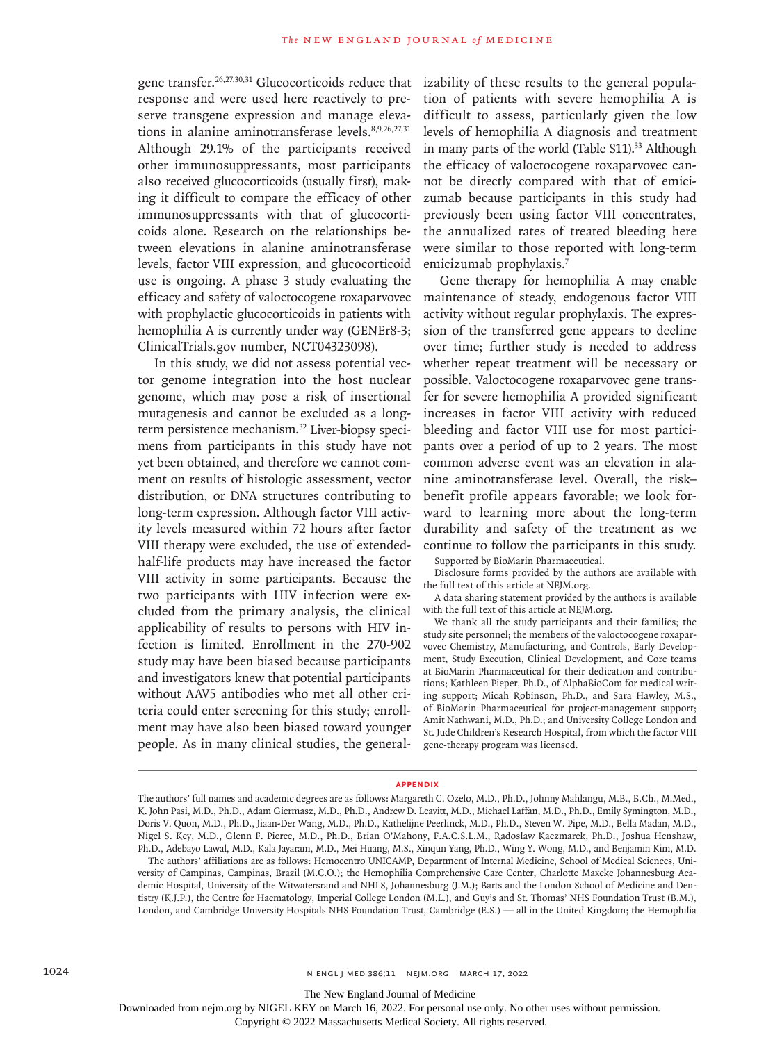gene transfer.[26,27,30,31] Glucocorticoids reduce that response and were used here reactively to preserve transgene expression and manage elevations in alanine aminotransferase levels.[8,9,26,27,31] Although 29.1% of the participants received other immunosuppressants, most participants also received glucocorticoids (usually first), making it difficult to compare the efficacy of other immunosuppressants with that of glucocorticoids alone. Research on the relationships between elevations in alanine aminotransferase levels, factor VIII expression, and glucocorticoid use is ongoing. A phase 3 study evaluating the efficacy and safety of valoctocogene roxaparvovec with prophylactic glucocorticoids in patients with hemophilia A is currently under way (GENEr8-3; ClinicalTrials.gov number, NCT04323098).

In this study, we did not assess potential vector genome integration into the host nuclear genome, which may pose a risk of insertional mutagenesis and cannot be excluded as a long-term persistence mechanism.[32] Liver-biopsy specimens from participants in this study have not yet been obtained, and therefore we cannot comment on results of histologic assessment, vector distribution, or DNA structures contributing to long-term expression. Although factor VIII activity levels measured within 72 hours after factor VIII therapy were excluded, the use of extended-half-life products may have increased the factor VIII activity in some participants. Because the two participants with HIV infection were excluded from the primary analysis, the clinical applicability of results to persons with HIV infection is limited. Enrollment in the 270-902 study may have been biased because participants and investigators knew that potential participants without AAV5 antibodies who met all other criteria could enter screening for this study; enrollment may have also been biased toward younger people. As in many clinical studies, the generalizability of these results to the general population of patients with severe hemophilia A is difficult to assess, particularly given the low levels of hemophilia A diagnosis and treatment in many parts of the world (Table S11).[33] Although the efficacy of valoctocogene roxaparvovec cannot be directly compared with that of emicizumab because participants in this study had previously been using factor VIII concentrates, the annualized rates of treated bleeding here were similar to those reported with long-term emicizumab prophylaxis.[7]

Gene therapy for hemophilia A may enable maintenance of steady, endogenous factor VIII activity without regular prophylaxis. The expression of the transferred gene appears to decline over time; further study is needed to address whether repeat treatment will be necessary or possible. Valoctocogene roxaparvovec gene transfer for severe hemophilia A provided significant increases in factor VIII activity with reduced bleeding and factor VIII use for most participants over a period of up to 2 years. The most common adverse event was an elevation in alanine aminotransferase level. Overall, the risk–benefit profile appears favorable; we look forward to learning more about the long-term durability and safety of the treatment as we continue to follow the participants in this study.

Supported by BioMarin Pharmaceutical.

Disclosure forms provided by the authors are available with the full text of this article at NEJM.org.

A data sharing statement provided by the authors is available with the full text of this article at NEJM.org.

We thank all the study participants and their families; the study site personnel; the members of the valoctocogene roxaparvovec Chemistry, Manufacturing, and Controls, Early Development, Study Execution, Clinical Development, and Core teams at BioMarin Pharmaceutical for their dedication and contributions; Kathleen Pieper, Ph.D., of AlphaBioCom for medical writing support; Micah Robinson, Ph.D., and Sara Hawley, M.S., of BioMarin Pharmaceutical for project-management support; Amit Nathwani, M.D., Ph.D.; and University College London and St. Jude Children's Research Hospital, from which the factor VIII gene-therapy program was licensed.

## APPENDIX

The authors' full names and academic degrees are as follows: Margareth C. Ozelo, M.D., Ph.D., Johnny Mahlangu, M.B., B.Ch., M.Med., K. John Pasi, M.D., Ph.D., Adam Giermasz, M.D., Ph.D., Andrew D. Leavitt, M.D., Michael Laffan, M.D., Ph.D., Emily Symington, M.D., Doris V. Quon, M.D., Ph.D., Jiaan-Der Wang, M.D., Ph.D., Kathelijne Peerlinck, M.D., Ph.D., Steven W. Pipe, M.D., Bella Madan, M.D., Nigel S. Key, M.D., Glenn F. Pierce, M.D., Ph.D., Brian O'Mahony, F.A.C.S.L.M., Radoslaw Kaczmarek, Ph.D., Joshua Henshaw, Ph.D., Adebayo Lawal, M.D., Kala Jayaram, M.D., Mei Huang, M.S., Xinqun Yang, Ph.D., Wing Y. Wong, M.D., and Benjamin Kim, M.D.

The authors' affiliations are as follows: Hemocentro UNICAMP, Department of Internal Medicine, School of Medical Sciences, University of Campinas, Campinas, Brazil (M.C.O.); the Hemophilia Comprehensive Care Center, Charlotte Maxeke Johannesburg Academic Hospital, University of the Witwatersrand and NHLS, Johannesburg (J.M.); Barts and the London School of Medicine and Dentistry (K.J.P.), the Centre for Haematology, Imperial College London (M.L.), and Guy's and St. Thomas' NHS Foundation Trust (B.M.), London, and Cambridge University Hospitals NHS Foundation Trust, Cambridge (E.S.) — all in the United Kingdom; the Hemophilia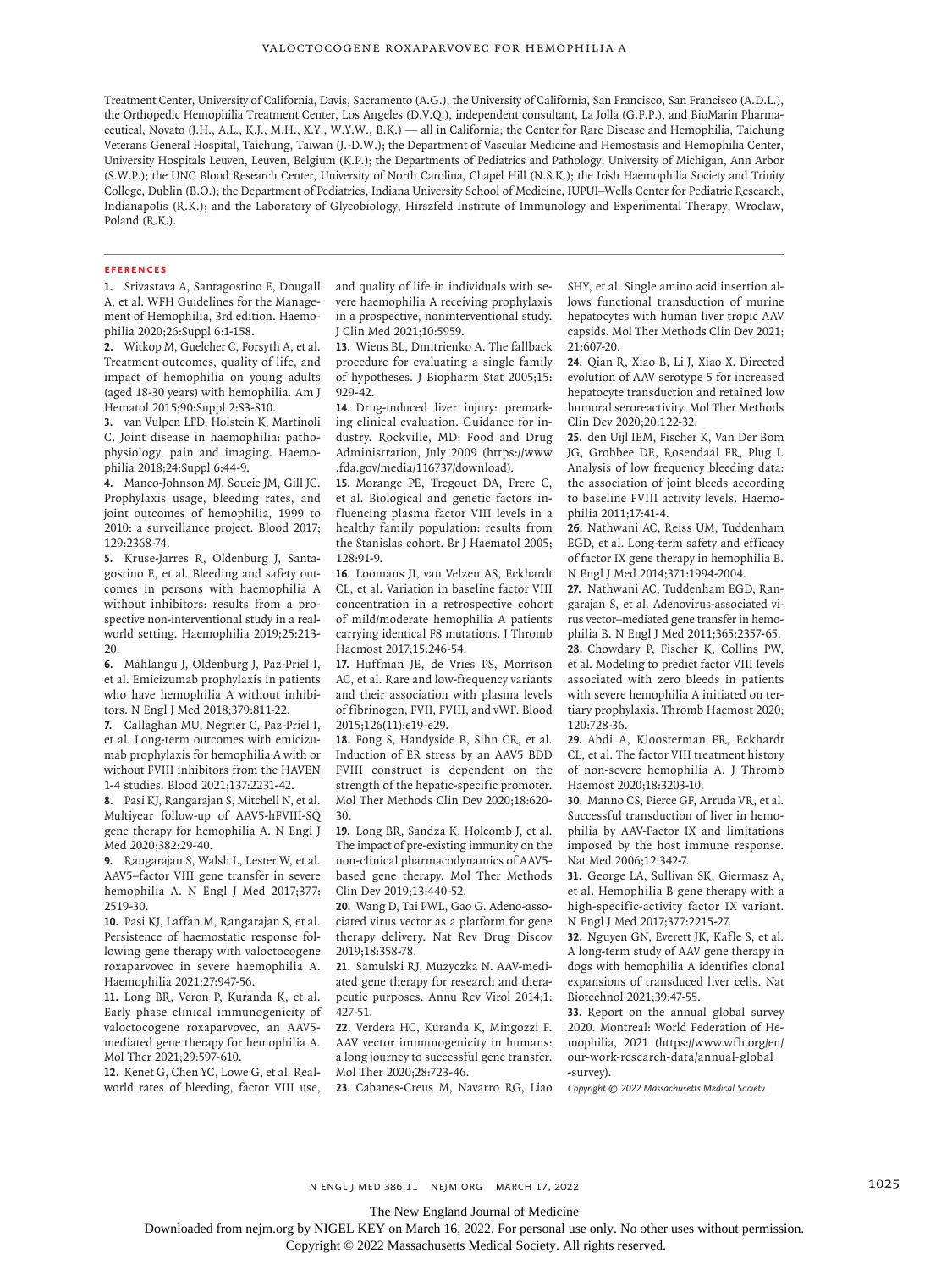Treatment Center, University of California, Davis, Sacramento (A.G.), the University of California, San Francisco, San Francisco (A.D.L.), the Orthopedic Hemophilia Treatment Center, Los Angeles (D.V.Q.), independent consultant, La Jolla (G.F.P.), and BioMarin Pharmaceutical, Novato (J.H., A.L., K.J., M.H., X.Y., W.Y.W., B.K.) — all in California; the Center for Rare Disease and Hemophilia, Taichung Veterans General Hospital, Taichung, Taiwan (J.-D.W.); the Department of Vascular Medicine and Hemostasis and Hemophilia Center, University Hospitals Leuven, Leuven, Belgium (K.P.); the Departments of Pediatrics and Pathology, University of Michigan, Ann Arbor (S.W.P.); the UNC Blood Research Center, University of North Carolina, Chapel Hill (N.S.K.); the Irish Haemophilia Society and Trinity College, Dublin (B.O.); the Department of Pediatrics, Indiana University School of Medicine, IUPUI–Wells Center for Pediatric Research, Indianapolis (R.K.); and the Laboratory of Glycobiology, Hirszfeld Institute of Immunology and Experimental Therapy, Wroclaw, Poland (R.K.).

## References

1. Srivastava A, Santagostino E, Dougall A, et al. WFH Guidelines for the Management of Hemophilia, 3rd edition. Haemophilia 2020;26:Suppl 6:1-158.
2. Witkop M, Guelcher C, Forsyth A, et al. Treatment outcomes, quality of life, and impact of hemophilia on young adults (aged 18-30 years) with hemophilia. Am J Hematol 2015;90:Suppl 2:S3-S10.
3. van Vulpen LFD, Holstein K, Martinoli C. Joint disease in haemophilia: pathophysiology, pain and imaging. Haemophilia 2018;24:Suppl 6:44-9.
4. Manco-Johnson MJ, Soucie JM, Gill JC. Prophylaxis usage, bleeding rates, and joint outcomes of hemophilia, 1999 to 2010: a surveillance project. Blood 2017;129:2368-74.
5. Kruse-Jarres R, Oldenburg J, Santagostino E, et al. Bleeding and safety outcomes in persons with haemophilia A without inhibitors: results from a prospective non-interventional study in a real-world setting. Haemophilia 2019;25:213-20.
6. Mahlangu J, Oldenburg J, Paz-Priel I, et al. Emicizumab prophylaxis in patients who have hemophilia A without inhibitors. N Engl J Med 2018;379:811-22.
7. Callaghan MU, Negrier C, Paz-Priel I, et al. Long-term outcomes with emicizumab prophylaxis for hemophilia A with or without FVIII inhibitors from the HAVEN 1-4 studies. Blood 2021;137:2231-42.
8. Pasi KJ, Rangarajan S, Mitchell N, et al. Multiyear follow-up of AAV5-hFVIII-SQ gene therapy for hemophilia A. N Engl J Med 2020;382:29-40.
9. Rangarajan S, Walsh L, Lester W, et al. AAV5–factor VIII gene transfer in severe hemophilia A. N Engl J Med 2017;377:2519-30.
10. Pasi KJ, Laffan M, Rangarajan S, et al. Persistence of haemostatic response following gene therapy with valoctocogene roxaparvovec in severe haemophilia A. Haemophilia 2021;27:947-56.
11. Long BR, Veron P, Kuranda K, et al. Early phase clinical immunogenicity of valoctocogene roxaparvovec, an AAV5-mediated gene therapy for hemophilia A. Mol Ther 2021;29:597-610.
12. Kenet G, Chen YC, Lowe G, et al. Real-world rates of bleeding, factor VIII use, and quality of life in individuals with severe haemophilia A receiving prophylaxis in a prospective, noninterventional study. J Clin Med 2021;10:5959.
13. Wiens BL, Dmitrienko A. The fallback procedure for evaluating a single family of hypotheses. J Biopharm Stat 2005;15:929-42.
14. Drug-induced liver injury: premarketing clinical evaluation. Guidance for industry. Rockville, MD: Food and Drug Administration, July 2009 (https://www.fda.gov/media/116737/download).
15. Morange PE, Tregouet DA, Frere C, et al. Biological and genetic factors influencing plasma factor VIII levels in a healthy family population: results from the Stanislas cohort. Br J Haematol 2005;128:91-9.
16. Loomans JI, van Velzen AS, Eckhardt CL, et al. Variation in baseline factor VIII concentration in a retrospective cohort of mild/moderate hemophilia A patients carrying identical F8 mutations. J Thromb Haemost 2017;15:246-54.
17. Huffman JE, de Vries PS, Morrison AC, et al. Rare and low-frequency variants and their association with plasma levels of fibrinogen, FVII, FVIII, and vWF. Blood 2015;126(11):e19-e29.
18. Fong S, Handyside B, Sihn CR, et al. Induction of ER stress by an AAV5 BDD FVIII construct is dependent on the strength of the hepatic-specific promoter. Mol Ther Methods Clin Dev 2020;18:620-30.
19. Long BR, Sandza K, Holcomb J, et al. The impact of pre-existing immunity on the non-clinical pharmacodynamics of AAV5-based gene therapy. Mol Ther Methods Clin Dev 2019;13:440-52.
20. Wang D, Tai PWL, Gao G. Adeno-associated virus vector as a platform for gene therapy delivery. Nat Rev Drug Discov 2019;18:358-78.
21. Samulski RJ, Muzyczka N. AAV-mediated gene therapy for research and therapeutic purposes. Annu Rev Virol 2014;1:427-51.
22. Verdera HC, Kuranda K, Mingozzi F. AAV vector immunogenicity in humans: a long journey to successful gene transfer. Mol Ther 2020;28:723-46.
23. Cabanes-Creus M, Navarro RG, Liao SHY, et al. Single amino acid insertion allows functional transduction of murine hepatocytes with human liver tropic AAV capsids. Mol Ther Methods Clin Dev 2021;21:607-20.
24. Qian R, Xiao B, Li J, Xiao X. Directed evolution of AAV serotype 5 for increased hepatocyte transduction and retained low humoral seroreactivity. Mol Ther Methods Clin Dev 2020;20:122-32.
25. den Uijl IEM, Fischer K, Van Der Bom JG, Grobbee DE, Rosendaal FR, Plug I. Analysis of low frequency bleeding data: the association of joint bleeds according to baseline FVIII activity levels. Haemophilia 2011;17:41-4.
26. Nathwani AC, Reiss UM, Tuddenham EGD, et al. Long-term safety and efficacy of factor IX gene therapy in hemophilia B. N Engl J Med 2014;371:1994-2004.
27. Nathwani AC, Tuddenham EGD, Rangarajan S, et al. Adenovirus-associated virus vector–mediated gene transfer in hemophilia B. N Engl J Med 2011;365:2357-65.
28. Chowdary P, Fischer K, Collins PW, et al. Modeling to predict factor VIII levels associated with zero bleeds in patients with severe hemophilia A initiated on tertiary prophylaxis. Thromb Haemost 2020;120:728-36.
29. Abdi A, Kloosterman FR, Eckhardt CL, et al. The factor VIII treatment history of non-severe hemophilia A. J Thromb Haemost 2020;18:3203-10.
30. Manno CS, Pierce GF, Arruda VR, et al. Successful transduction of liver in hemophilia by AAV-Factor IX and limitations imposed by the host immune response. Nat Med 2006;12:342-7.
31. George LA, Sullivan SK, Giermasz A, et al. Hemophilia B gene therapy with a high-specific-activity factor IX variant. N Engl J Med 2017;377:2215-27.
32. Nguyen GN, Everett JK, Kafle S, et al. A long-term study of AAV gene therapy in dogs with hemophilia A identifies clonal expansions of transduced liver cells. Nat Biotechnol 2021;39:47-55.
33. Report on the annual global survey 2020. Montreal: World Federation of Hemophilia, 2021 (https://www.wfh.org/en/our-work-research-data/annual-global-survey).

*Copyright © 2022 Massachusetts Medical Society.*